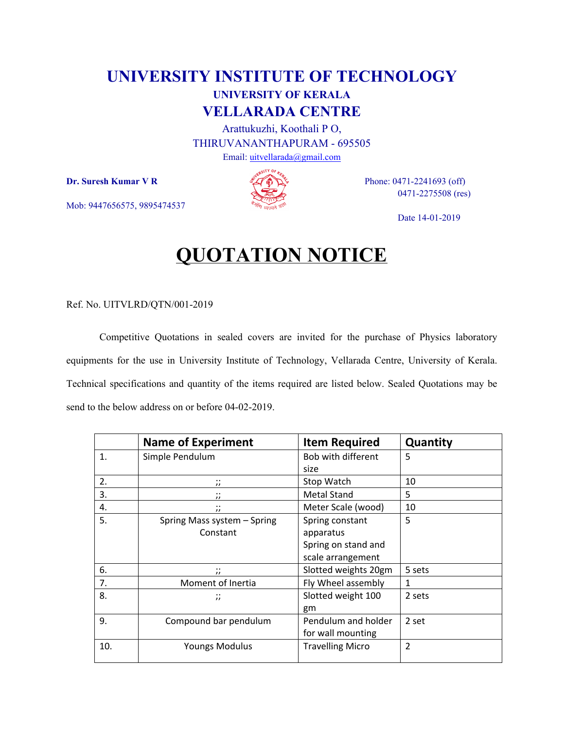# UNIVERSITY INSTITUTE OF TECHNOLOGY

### UNIVERSITY OF KERALA

## VELLARADA CENTRE

Arattukuzhi, Koothali P O,

THIRUVANANTHAPURAM - 695505

Email: uitvellarada@gmail.com

**Dr. Suresh Kumar V R**

Mob: 9447656575, 9895474537

Phone: 0471-2241693 (off)
0471-2275508 (res)

Date 14-01-2019

# QUOTATION NOTICE

Ref. No. UITVLRD/QTN/001-2019

Competitive Quotations in sealed covers are invited for the purchase of Physics laboratory equipments for the use in University Institute of Technology, Vellarada Centre, University of Kerala. Technical specifications and quantity of the items required are listed below. Sealed Quotations may be send to the below address on or before 04-02-2019.

| | Name of Experiment | Item Required | Quantity |
|---|---|---|---|
| 1. | Simple Pendulum | Bob with different size | 5 |
| 2. | ;; | Stop Watch | 10 |
| 3. | ;; | Metal Stand | 5 |
| 4. | ;; | Meter Scale (wood) | 10 |
| 5. | Spring Mass system – Spring Constant | Spring constant apparatus Spring on stand and scale arrangement | 5 |
| 6. | ;; | Slotted weights 20gm | 5 sets |
| 7. | Moment of Inertia | Fly Wheel assembly | 1 |
| 8. | ;; | Slotted weight 100 gm | 2 sets |
| 9. | Compound bar pendulum | Pendulum and holder for wall mounting | 2 set |
| 10. | Youngs Modulus | Travelling Micro | 2 |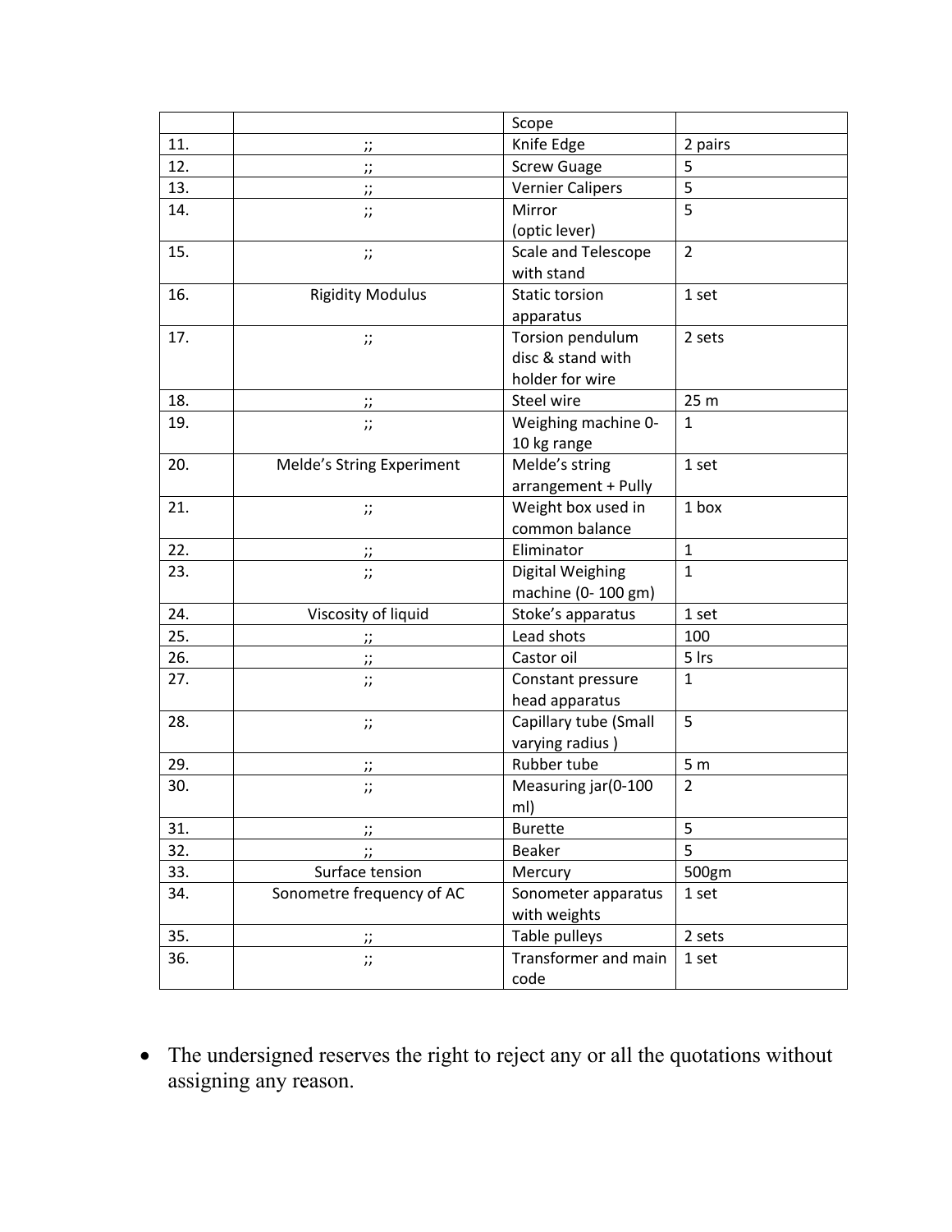|  |  | Scope |  |
| --- | --- | --- | --- |
| 11. | ;; | Knife Edge | 2 pairs |
| 12. | ;; | Screw Guage | 5 |
| 13. | ;; | Vernier Calipers | 5 |
| 14. | ;; | Mirror (optic lever) | 5 |
| 15. | ;; | Scale and Telescope with stand | 2 |
| 16. | Rigidity Modulus | Static torsion apparatus | 1 set |
| 17. | ;; | Torsion pendulum disc & stand with holder for wire | 2 sets |
| 18. | ;; | Steel wire | 25 m |
| 19. | ;; | Weighing machine 0-10 kg range | 1 |
| 20. | Melde's String Experiment | Melde's string arrangement + Pully | 1 set |
| 21. | ;; | Weight box used in common balance | 1 box |
| 22. | ;; | Eliminator | 1 |
| 23. | ;; | Digital Weighing machine (0- 100 gm) | 1 |
| 24. | Viscosity of liquid | Stoke's apparatus | 1 set |
| 25. | ;; | Lead shots | 100 |
| 26. | ;; | Castor oil | 5 lrs |
| 27. | ;; | Constant pressure head apparatus | 1 |
| 28. | ;; | Capillary tube (Small varying radius ) | 5 |
| 29. | ;; | Rubber tube | 5 m |
| 30. | ;; | Measuring jar(0-100 ml) | 2 |
| 31. | ;; | Burette | 5 |
| 32. | ;; | Beaker | 5 |
| 33. | Surface tension | Mercury | 500gm |
| 34. | Sonometre frequency of AC | Sonometer apparatus with weights | 1 set |
| 35. | ;; | Table pulleys | 2 sets |
| 36. | ;; | Transformer and main code | 1 set |

- The undersigned reserves the right to reject any or all the quotations without assigning any reason.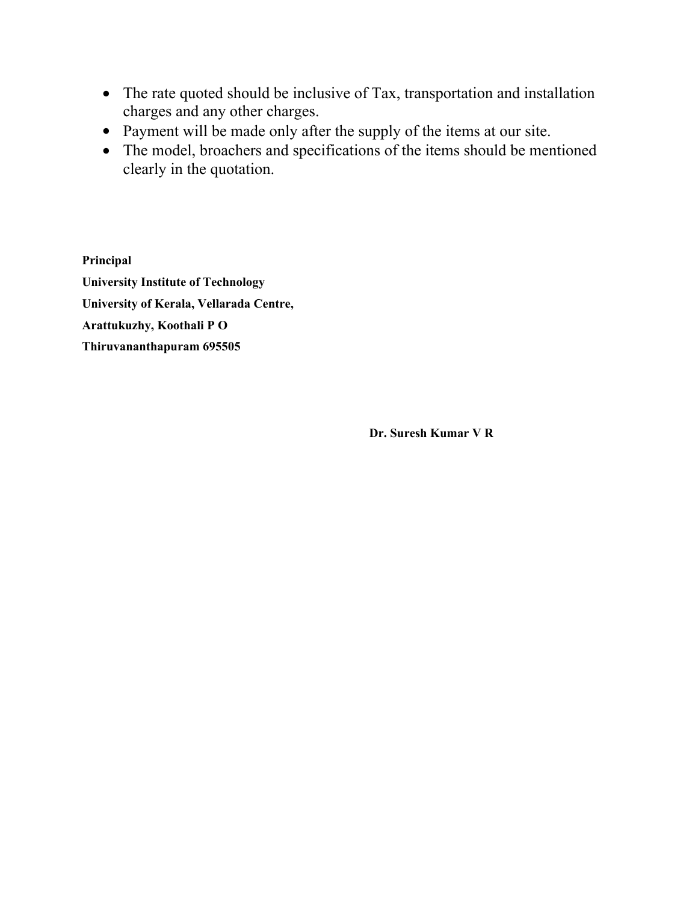- The rate quoted should be inclusive of Tax, transportation and installation charges and any other charges.
- Payment will be made only after the supply of the items at our site.
- The model, broachers and specifications of the items should be mentioned clearly in the quotation.

**Principal**
**University Institute of Technology**
**University of Kerala, Vellarada Centre,**
**Arattukuzhy, Koothali P O**
**Thiruvananthapuram 695505**

**Dr. Suresh Kumar V R**